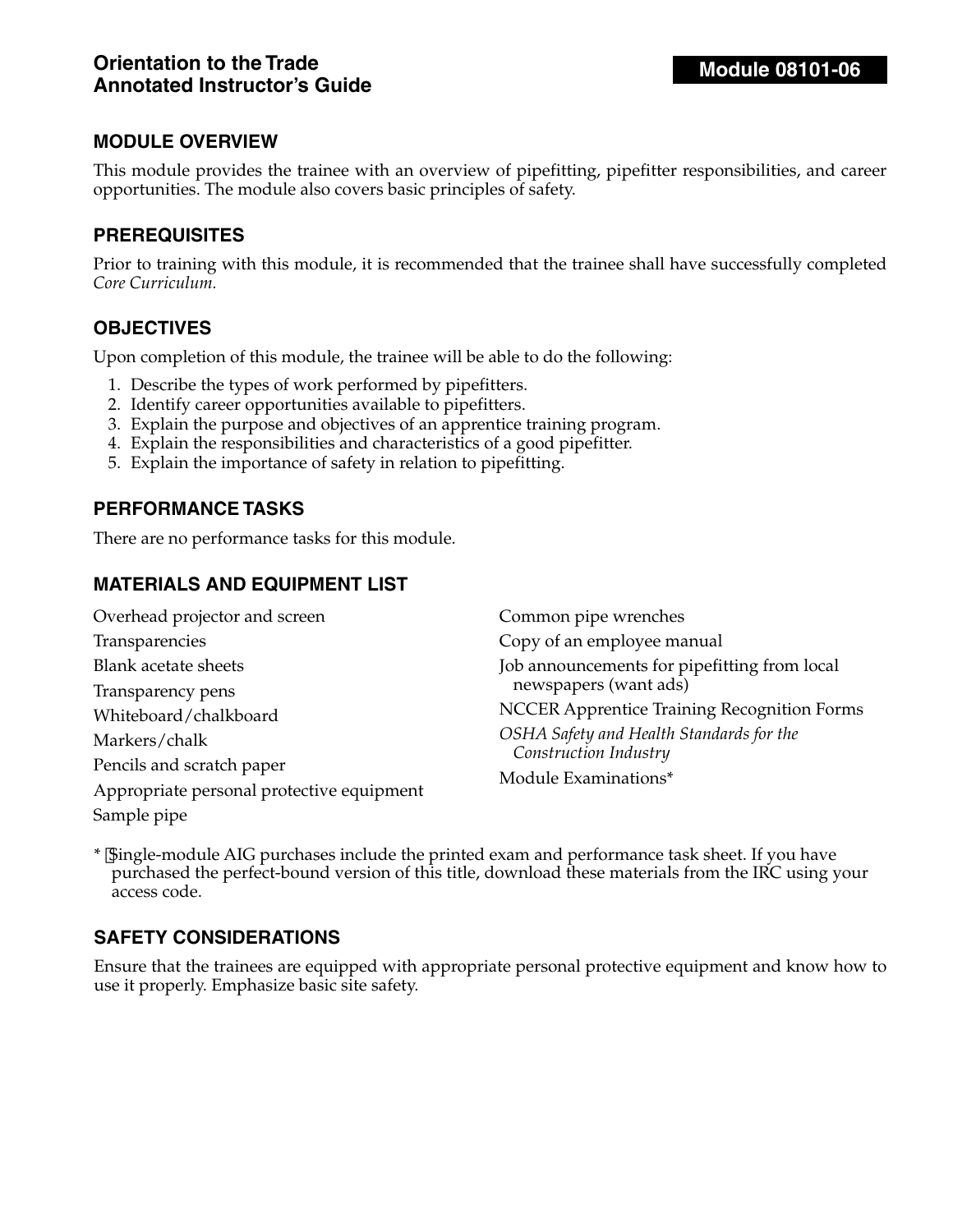**Orientation to the Trade**
**Annotated Instructor's Guide**

**Module 08101-06**

## MODULE OVERVIEW

This module provides the trainee with an overview of pipefitting, pipefitter responsibilities, and career opportunities. The module also covers basic principles of safety.

## PREREQUISITES

Prior to training with this module, it is recommended that the trainee shall have successfully completed *Core Curriculum.*

## OBJECTIVES

Upon completion of this module, the trainee will be able to do the following:

1. Describe the types of work performed by pipefitters.
2. Identify career opportunities available to pipefitters.
3. Explain the purpose and objectives of an apprentice training program.
4. Explain the responsibilities and characteristics of a good pipefitter.
5. Explain the importance of safety in relation to pipefitting.

## PERFORMANCE TASKS

There are no performance tasks for this module.

## MATERIALS AND EQUIPMENT LIST

Overhead projector and screen
Transparencies
Blank acetate sheets
Transparency pens
Whiteboard/chalkboard
Markers/chalk
Pencils and scratch paper
Appropriate personal protective equipment
Sample pipe
Common pipe wrenches
Copy of an employee manual
Job announcements for pipefitting from local newspapers (want ads)
NCCER Apprentice Training Recognition Forms
*OSHA Safety and Health Standards for the Construction Industry*
Module Examinations*

* Single-module AIG purchases include the printed exam and performance task sheet. If you have purchased the perfect-bound version of this title, download these materials from the IRC using your access code.

## SAFETY CONSIDERATIONS

Ensure that the trainees are equipped with appropriate personal protective equipment and know how to use it properly. Emphasize basic site safety.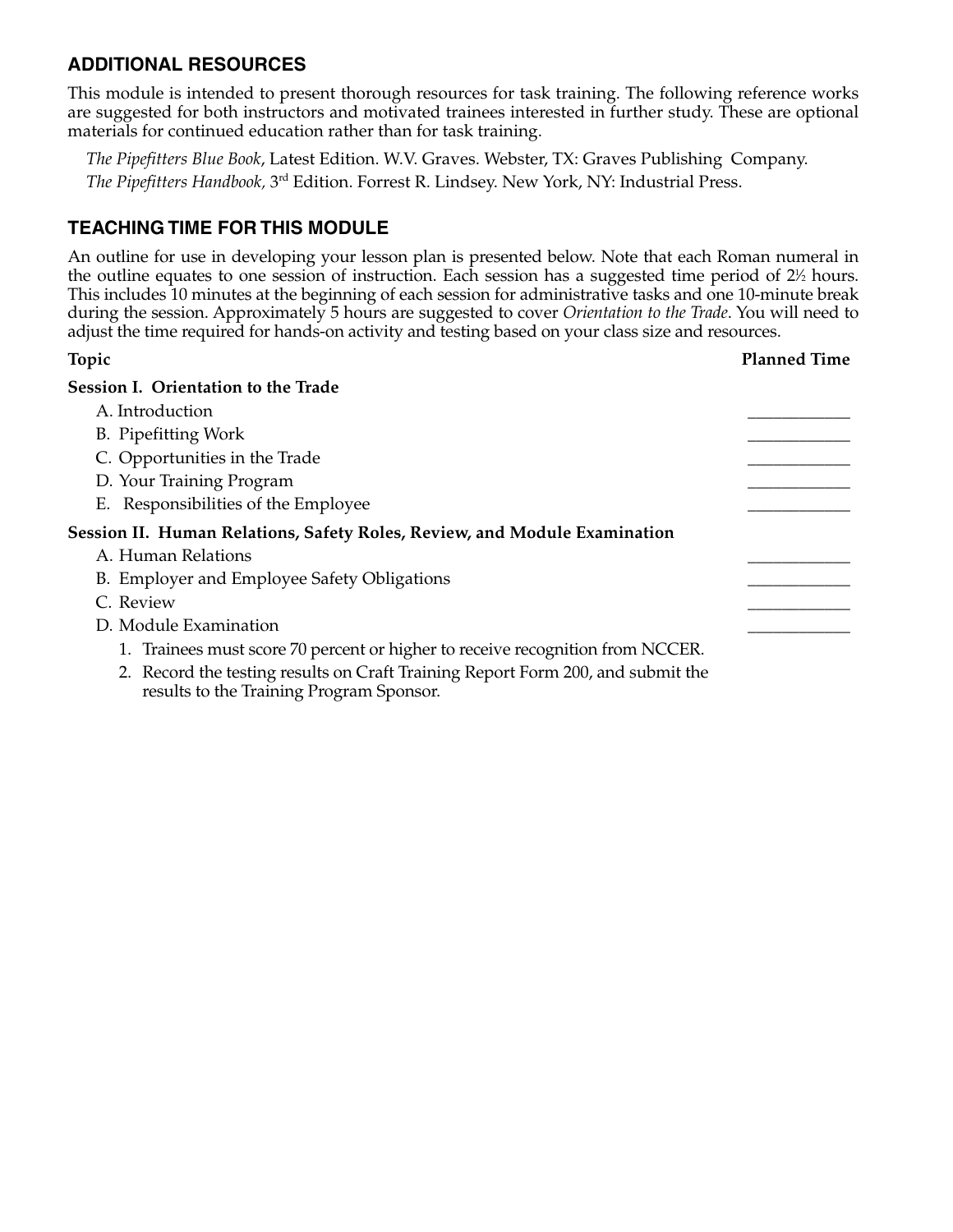## ADDITIONAL RESOURCES

This module is intended to present thorough resources for task training. The following reference works are suggested for both instructors and motivated trainees interested in further study. These are optional materials for continued education rather than for task training.

*The Pipefitters Blue Book*, Latest Edition. W.V. Graves. Webster, TX: Graves Publishing Company.

*The Pipefitters Handbook*, 3rd Edition. Forrest R. Lindsey. New York, NY: Industrial Press.

## TEACHING TIME FOR THIS MODULE

An outline for use in developing your lesson plan is presented below. Note that each Roman numeral in the outline equates to one session of instruction. Each session has a suggested time period of 2½ hours. This includes 10 minutes at the beginning of each session for administrative tasks and one 10-minute break during the session. Approximately 5 hours are suggested to cover *Orientation to the Trade*. You will need to adjust the time required for hands-on activity and testing based on your class size and resources.

| Topic | Planned Time |
|---|---|
| **Session I. Orientation to the Trade** | |
| A. Introduction | ____________ |
| B. Pipefitting Work | ____________ |
| C. Opportunities in the Trade | ____________ |
| D. Your Training Program | ____________ |
| E. Responsibilities of the Employee | ____________ |
| **Session II. Human Relations, Safety Roles, Review, and Module Examination** | |
| A. Human Relations | ____________ |
| B. Employer and Employee Safety Obligations | ____________ |
| C. Review | ____________ |
| D. Module Examination | ____________ |

1. Trainees must score 70 percent or higher to receive recognition from NCCER.
2. Record the testing results on Craft Training Report Form 200, and submit the results to the Training Program Sponsor.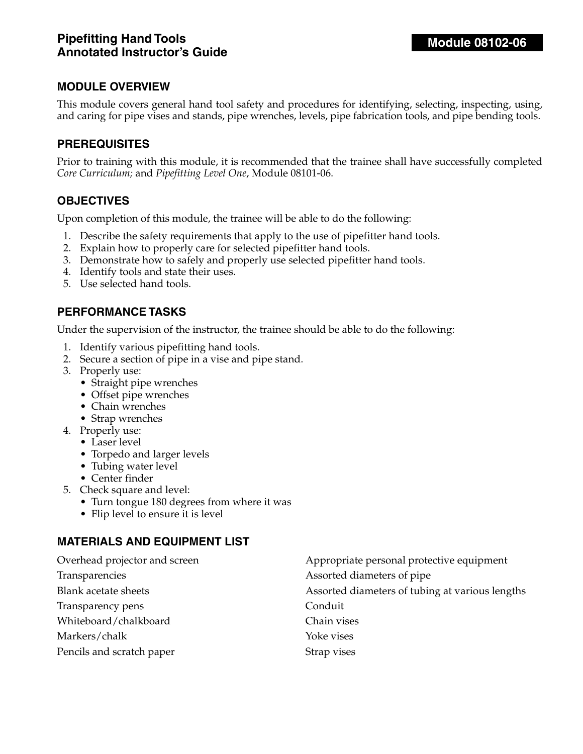# Pipefitting Hand Tools Annotated Instructor's Guide

**Module 08102-06**

## MODULE OVERVIEW

This module covers general hand tool safety and procedures for identifying, selecting, inspecting, using, and caring for pipe vises and stands, pipe wrenches, levels, pipe fabrication tools, and pipe bending tools.

## PREREQUISITES

Prior to training with this module, it is recommended that the trainee shall have successfully completed *Core Curriculum;* and *Pipefitting Level One*, Module 08101-06.

## OBJECTIVES

Upon completion of this module, the trainee will be able to do the following:

1. Describe the safety requirements that apply to the use of pipefitter hand tools.
2. Explain how to properly care for selected pipefitter hand tools.
3. Demonstrate how to safely and properly use selected pipefitter hand tools.
4. Identify tools and state their uses.
5. Use selected hand tools.

## PERFORMANCE TASKS

Under the supervision of the instructor, the trainee should be able to do the following:

1. Identify various pipefitting hand tools.
2. Secure a section of pipe in a vise and pipe stand.
3. Properly use:
   - Straight pipe wrenches
   - Offset pipe wrenches
   - Chain wrenches
   - Strap wrenches
4. Properly use:
   - Laser level
   - Torpedo and larger levels
   - Tubing water level
   - Center finder
5. Check square and level:
   - Turn tongue 180 degrees from where it was
   - Flip level to ensure it is level

## MATERIALS AND EQUIPMENT LIST

- Overhead projector and screen
- Transparencies
- Blank acetate sheets
- Transparency pens
- Whiteboard/chalkboard
- Markers/chalk
- Pencils and scratch paper
- Appropriate personal protective equipment
- Assorted diameters of pipe
- Assorted diameters of tubing at various lengths
- Conduit
- Chain vises
- Yoke vises
- Strap vises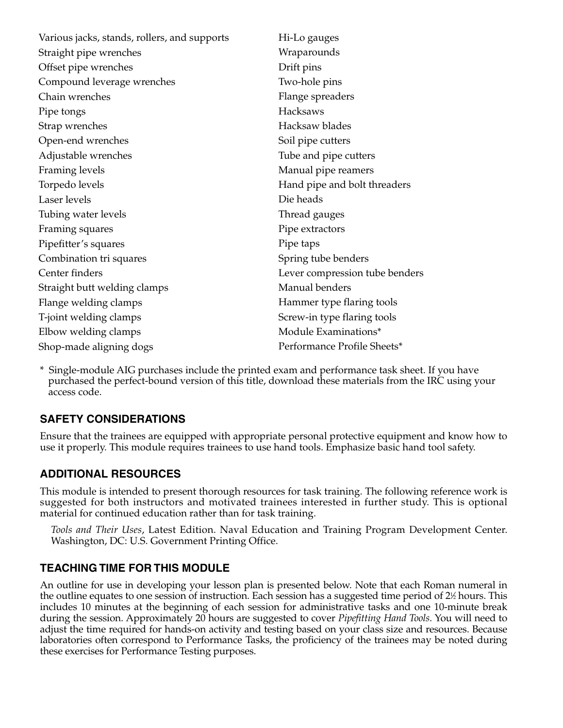- Various jacks, stands, rollers, and supports
- Straight pipe wrenches
- Offset pipe wrenches
- Compound leverage wrenches
- Chain wrenches
- Pipe tongs
- Strap wrenches
- Open-end wrenches
- Adjustable wrenches
- Framing levels
- Torpedo levels
- Laser levels
- Tubing water levels
- Framing squares
- Pipefitter's squares
- Combination tri squares
- Center finders
- Straight butt welding clamps
- Flange welding clamps
- T-joint welding clamps
- Elbow welding clamps
- Shop-made aligning dogs
- Hi-Lo gauges
- Wraparounds
- Drift pins
- Two-hole pins
- Flange spreaders
- Hacksaws
- Hacksaw blades
- Soil pipe cutters
- Tube and pipe cutters
- Manual pipe reamers
- Hand pipe and bolt threaders
- Die heads
- Thread gauges
- Pipe extractors
- Pipe taps
- Spring tube benders
- Lever compression tube benders
- Manual benders
- Hammer type flaring tools
- Screw-in type flaring tools
- Module Examinations*
- Performance Profile Sheets*

\* Single-module AIG purchases include the printed exam and performance task sheet. If you have purchased the perfect-bound version of this title, download these materials from the IRC using your access code.

## SAFETY CONSIDERATIONS

Ensure that the trainees are equipped with appropriate personal protective equipment and know how to use it properly. This module requires trainees to use hand tools. Emphasize basic hand tool safety.

## ADDITIONAL RESOURCES

This module is intended to present thorough resources for task training. The following reference work is suggested for both instructors and motivated trainees interested in further study. This is optional material for continued education rather than for task training.

*Tools and Their Uses*, Latest Edition. Naval Education and Training Program Development Center. Washington, DC: U.S. Government Printing Office.

## TEACHING TIME FOR THIS MODULE

An outline for use in developing your lesson plan is presented below. Note that each Roman numeral in the outline equates to one session of instruction. Each session has a suggested time period of 2½ hours. This includes 10 minutes at the beginning of each session for administrative tasks and one 10-minute break during the session. Approximately 20 hours are suggested to cover *Pipefitting Hand Tools*. You will need to adjust the time required for hands-on activity and testing based on your class size and resources. Because laboratories often correspond to Performance Tasks, the proficiency of the trainees may be noted during these exercises for Performance Testing purposes.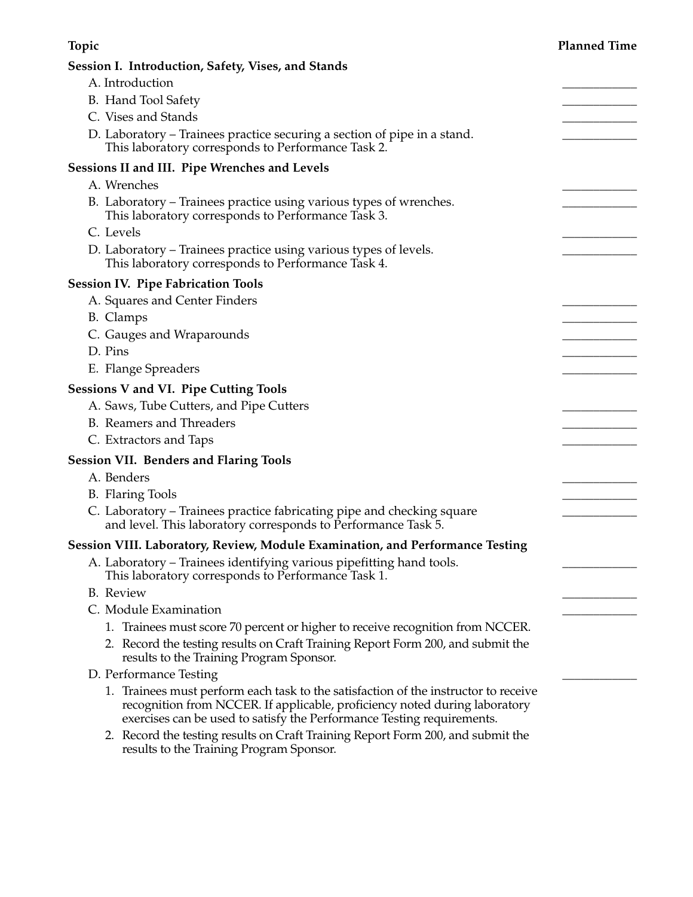| Topic | Planned Time |
|---|---|
| **Session I. Introduction, Safety, Vises, and Stands** | |
| A. Introduction | ____________ |
| B. Hand Tool Safety | ____________ |
| C. Vises and Stands | ____________ |
| D. Laboratory – Trainees practice securing a section of pipe in a stand. This laboratory corresponds to Performance Task 2. | ____________ |
| **Sessions II and III. Pipe Wrenches and Levels** | |
| A. Wrenches | ____________ |
| B. Laboratory – Trainees practice using various types of wrenches. This laboratory corresponds to Performance Task 3. | ____________ |
| C. Levels | ____________ |
| D. Laboratory – Trainees practice using various types of levels. This laboratory corresponds to Performance Task 4. | ____________ |
| **Session IV. Pipe Fabrication Tools** | |
| A. Squares and Center Finders | ____________ |
| B. Clamps | ____________ |
| C. Gauges and Wraparounds | ____________ |
| D. Pins | ____________ |
| E. Flange Spreaders | ____________ |
| **Sessions V and VI. Pipe Cutting Tools** | |
| A. Saws, Tube Cutters, and Pipe Cutters | ____________ |
| B. Reamers and Threaders | ____________ |
| C. Extractors and Taps | ____________ |
| **Session VII. Benders and Flaring Tools** | |
| A. Benders | ____________ |
| B. Flaring Tools | ____________ |
| C. Laboratory – Trainees practice fabricating pipe and checking square and level. This laboratory corresponds to Performance Task 5. | ____________ |
| **Session VIII. Laboratory, Review, Module Examination, and Performance Testing** | |
| A. Laboratory – Trainees identifying various pipefitting hand tools. This laboratory corresponds to Performance Task 1. | ____________ |
| B. Review | ____________ |
| C. Module Examination | ____________ |
| 1. Trainees must score 70 percent or higher to receive recognition from NCCER. | |
| 2. Record the testing results on Craft Training Report Form 200, and submit the results to the Training Program Sponsor. | |
| D. Performance Testing | ____________ |
| 1. Trainees must perform each task to the satisfaction of the instructor to receive recognition from NCCER. If applicable, proficiency noted during laboratory exercises can be used to satisfy the Performance Testing requirements. | |
| 2. Record the testing results on Craft Training Report Form 200, and submit the results to the Training Program Sponsor. | |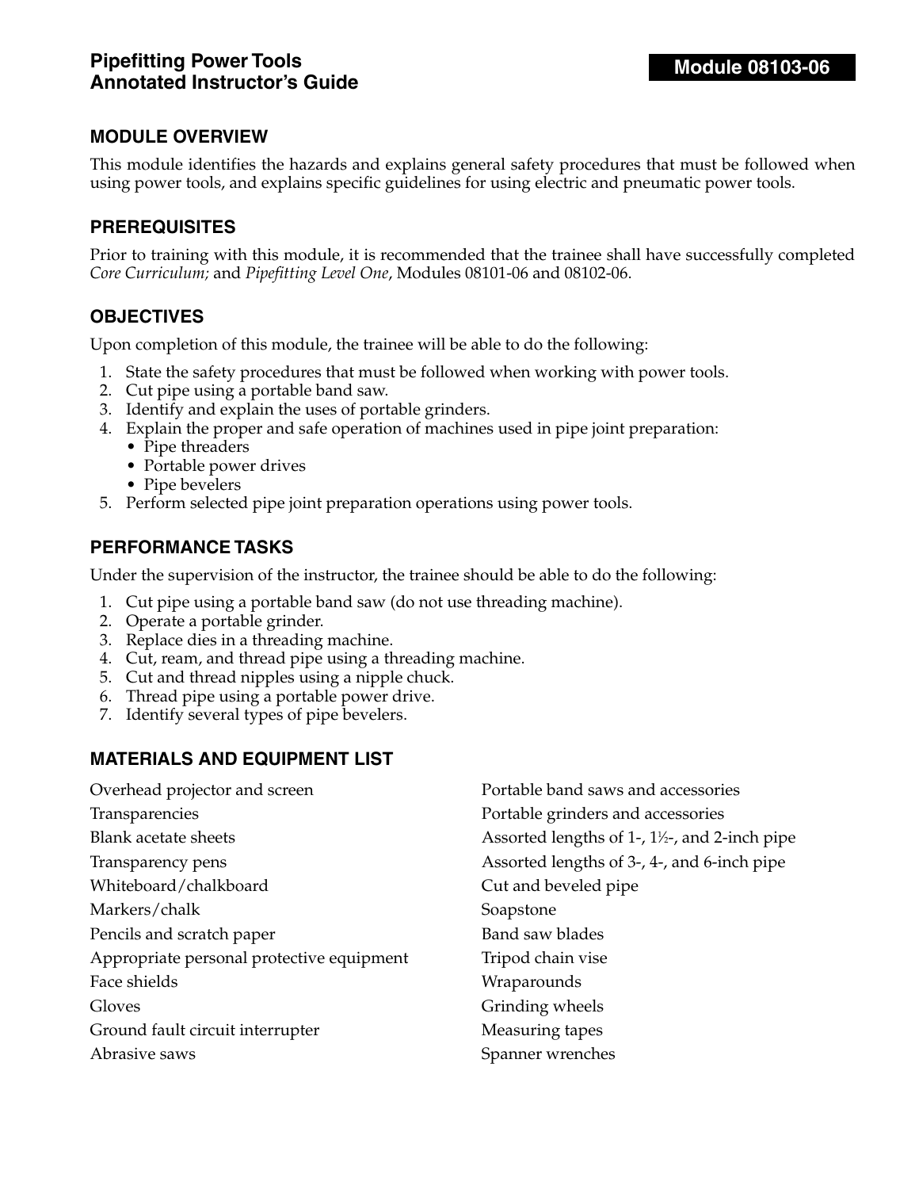# Pipefitting Power Tools Annotated Instructor's Guide

**Module 08103-06**

## MODULE OVERVIEW

This module identifies the hazards and explains general safety procedures that must be followed when using power tools, and explains specific guidelines for using electric and pneumatic power tools.

## PREREQUISITES

Prior to training with this module, it is recommended that the trainee shall have successfully completed *Core Curriculum;* and *Pipefitting Level One*, Modules 08101-06 and 08102-06.

## OBJECTIVES

Upon completion of this module, the trainee will be able to do the following:

1. State the safety procedures that must be followed when working with power tools.
2. Cut pipe using a portable band saw.
3. Identify and explain the uses of portable grinders.
4. Explain the proper and safe operation of machines used in pipe joint preparation:
   - Pipe threaders
   - Portable power drives
   - Pipe bevelers
5. Perform selected pipe joint preparation operations using power tools.

## PERFORMANCE TASKS

Under the supervision of the instructor, the trainee should be able to do the following:

1. Cut pipe using a portable band saw (do not use threading machine).
2. Operate a portable grinder.
3. Replace dies in a threading machine.
4. Cut, ream, and thread pipe using a threading machine.
5. Cut and thread nipples using a nipple chuck.
6. Thread pipe using a portable power drive.
7. Identify several types of pipe bevelers.

## MATERIALS AND EQUIPMENT LIST

- Overhead projector and screen
- Transparencies
- Blank acetate sheets
- Transparency pens
- Whiteboard/chalkboard
- Markers/chalk
- Pencils and scratch paper
- Appropriate personal protective equipment
- Face shields
- Gloves
- Ground fault circuit interrupter
- Abrasive saws
- Portable band saws and accessories
- Portable grinders and accessories
- Assorted lengths of 1-, 1½-, and 2-inch pipe
- Assorted lengths of 3-, 4-, and 6-inch pipe
- Cut and beveled pipe
- Soapstone
- Band saw blades
- Tripod chain vise
- Wraparounds
- Grinding wheels
- Measuring tapes
- Spanner wrenches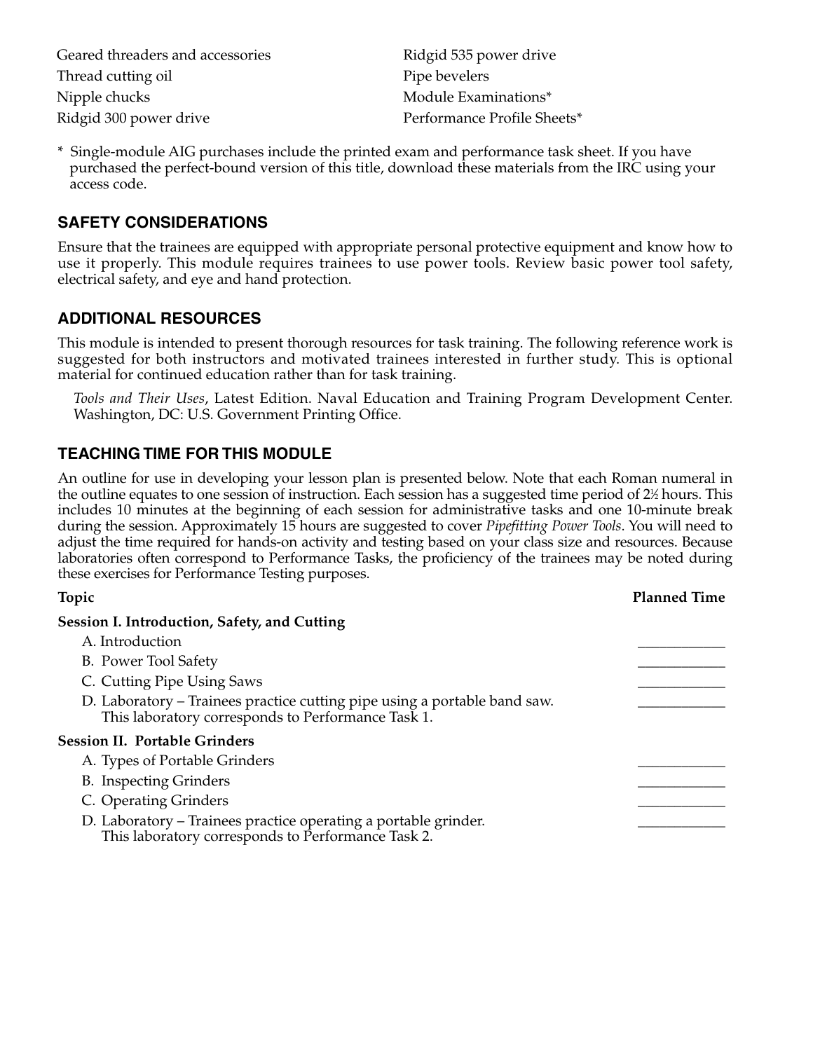- Geared threaders and accessories
- Thread cutting oil
- Nipple chucks
- Ridgid 300 power drive
- Ridgid 535 power drive
- Pipe bevelers
- Module Examinations*
- Performance Profile Sheets*

\* Single-module AIG purchases include the printed exam and performance task sheet. If you have purchased the perfect-bound version of this title, download these materials from the IRC using your access code.

## SAFETY CONSIDERATIONS

Ensure that the trainees are equipped with appropriate personal protective equipment and know how to use it properly. This module requires trainees to use power tools. Review basic power tool safety, electrical safety, and eye and hand protection.

## ADDITIONAL RESOURCES

This module is intended to present thorough resources for task training. The following reference work is suggested for both instructors and motivated trainees interested in further study. This is optional material for continued education rather than for task training.

*Tools and Their Uses*, Latest Edition. Naval Education and Training Program Development Center. Washington, DC: U.S. Government Printing Office.

## TEACHING TIME FOR THIS MODULE

An outline for use in developing your lesson plan is presented below. Note that each Roman numeral in the outline equates to one session of instruction. Each session has a suggested time period of 2½ hours. This includes 10 minutes at the beginning of each session for administrative tasks and one 10-minute break during the session. Approximately 15 hours are suggested to cover *Pipefitting Power Tools*. You will need to adjust the time required for hands-on activity and testing based on your class size and resources. Because laboratories often correspond to Performance Tasks, the proficiency of the trainees may be noted during these exercises for Performance Testing purposes.

| Topic | Planned Time |
|---|---|
| **Session I. Introduction, Safety, and Cutting** | |
| A. Introduction | ____________ |
| B. Power Tool Safety | ____________ |
| C. Cutting Pipe Using Saws | ____________ |
| D. Laboratory – Trainees practice cutting pipe using a portable band saw. This laboratory corresponds to Performance Task 1. | ____________ |
| **Session II. Portable Grinders** | |
| A. Types of Portable Grinders | ____________ |
| B. Inspecting Grinders | ____________ |
| C. Operating Grinders | ____________ |
| D. Laboratory – Trainees practice operating a portable grinder. This laboratory corresponds to Performance Task 2. | ____________ |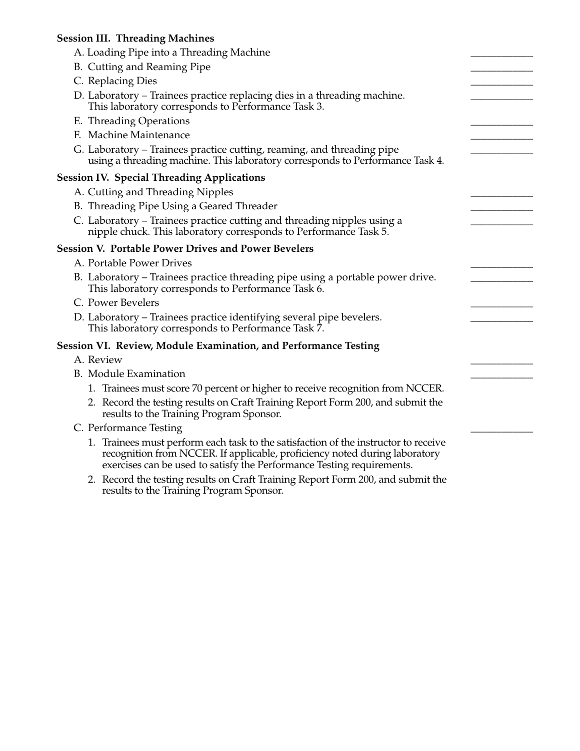**Session III. Threading Machines**

A. Loading Pipe into a Threading Machine ____________

B. Cutting and Reaming Pipe ____________

C. Replacing Dies ____________

D. Laboratory – Trainees practice replacing dies in a threading machine. This laboratory corresponds to Performance Task 3. ____________

E. Threading Operations ____________

F. Machine Maintenance ____________

G. Laboratory – Trainees practice cutting, reaming, and threading pipe using a threading machine. This laboratory corresponds to Performance Task 4. ____________

**Session IV. Special Threading Applications**

A. Cutting and Threading Nipples ____________

B. Threading Pipe Using a Geared Threader ____________

C. Laboratory – Trainees practice cutting and threading nipples using a nipple chuck. This laboratory corresponds to Performance Task 5. ____________

**Session V. Portable Power Drives and Power Bevelers**

A. Portable Power Drives ____________

B. Laboratory – Trainees practice threading pipe using a portable power drive. This laboratory corresponds to Performance Task 6. ____________

C. Power Bevelers ____________

D. Laboratory – Trainees practice identifying several pipe bevelers. This laboratory corresponds to Performance Task 7. ____________

**Session VI. Review, Module Examination, and Performance Testing**

A. Review ____________

B. Module Examination ____________

1. Trainees must score 70 percent or higher to receive recognition from NCCER.
2. Record the testing results on Craft Training Report Form 200, and submit the results to the Training Program Sponsor.

C. Performance Testing ____________

1. Trainees must perform each task to the satisfaction of the instructor to receive recognition from NCCER. If applicable, proficiency noted during laboratory exercises can be used to satisfy the Performance Testing requirements.
2. Record the testing results on Craft Training Report Form 200, and submit the results to the Training Program Sponsor.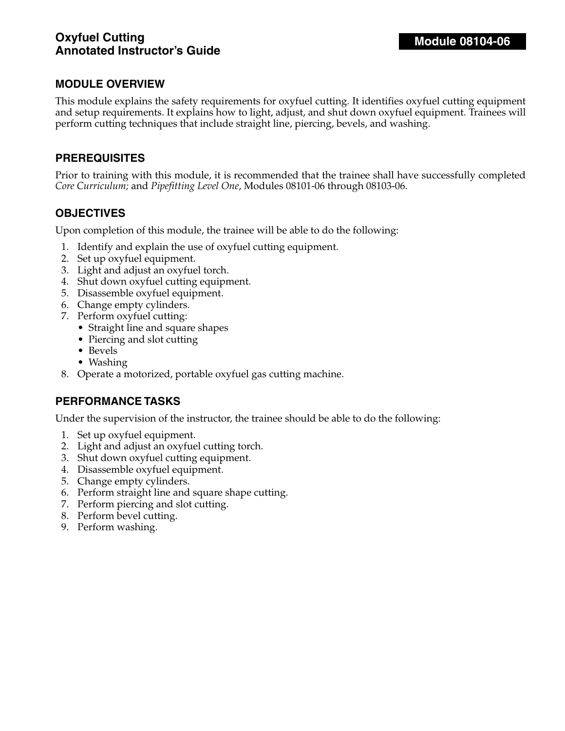# Oxyfuel Cutting
# Annotated Instructor's Guide

**Module 08104-06**

## MODULE OVERVIEW

This module explains the safety requirements for oxyfuel cutting. It identifies oxyfuel cutting equipment and setup requirements. It explains how to light, adjust, and shut down oxyfuel equipment. Trainees will perform cutting techniques that include straight line, piercing, bevels, and washing.

## PREREQUISITES

Prior to training with this module, it is recommended that the trainee shall have successfully completed *Core Curriculum;* and *Pipefitting Level One*, Modules 08101-06 through 08103-06.

## OBJECTIVES

Upon completion of this module, the trainee will be able to do the following:

1. Identify and explain the use of oxyfuel cutting equipment.
2. Set up oxyfuel equipment.
3. Light and adjust an oxyfuel torch.
4. Shut down oxyfuel cutting equipment.
5. Disassemble oxyfuel equipment.
6. Change empty cylinders.
7. Perform oxyfuel cutting:
   - Straight line and square shapes
   - Piercing and slot cutting
   - Bevels
   - Washing
8. Operate a motorized, portable oxyfuel gas cutting machine.

## PERFORMANCE TASKS

Under the supervision of the instructor, the trainee should be able to do the following:

1. Set up oxyfuel equipment.
2. Light and adjust an oxyfuel cutting torch.
3. Shut down oxyfuel cutting equipment.
4. Disassemble oxyfuel equipment.
5. Change empty cylinders.
6. Perform straight line and square shape cutting.
7. Perform piercing and slot cutting.
8. Perform bevel cutting.
9. Perform washing.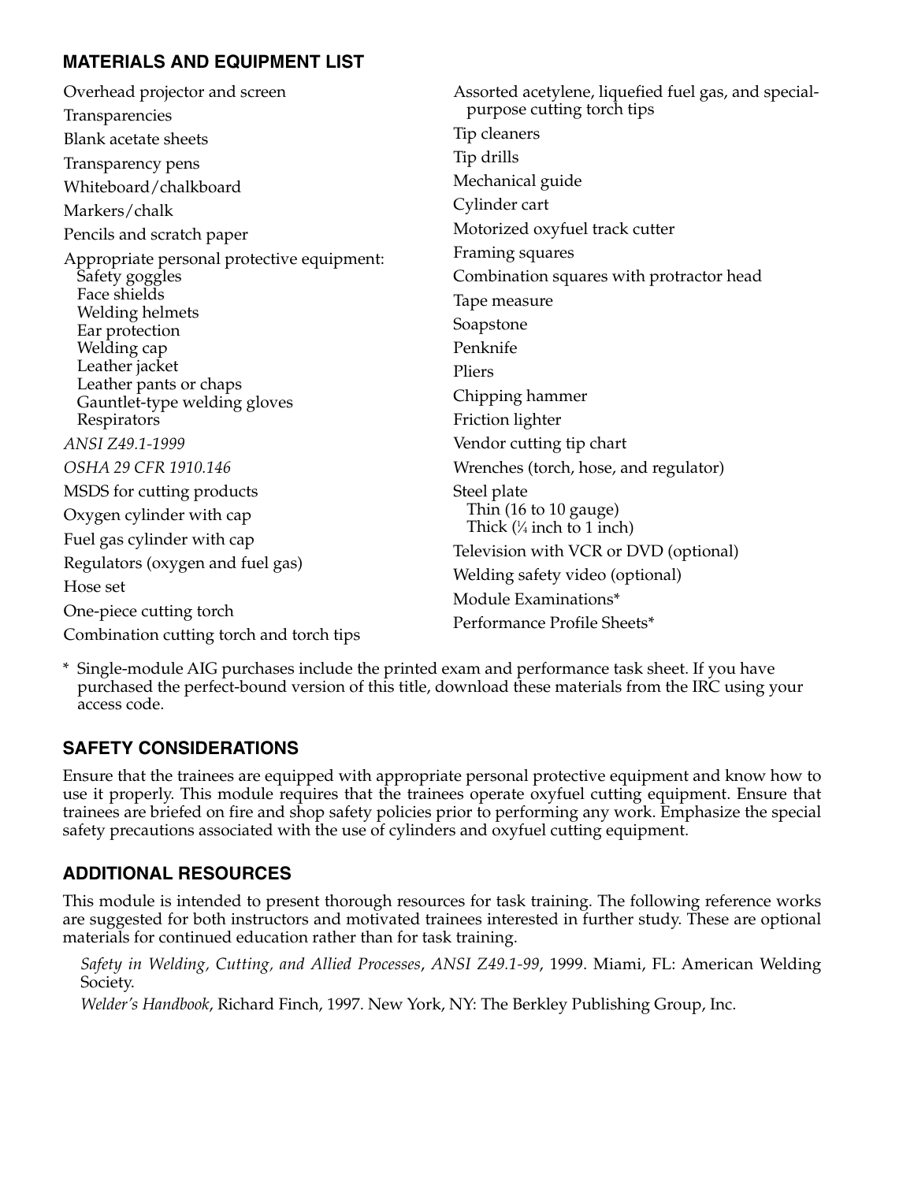## MATERIALS AND EQUIPMENT LIST

- Overhead projector and screen
- Transparencies
- Blank acetate sheets
- Transparency pens
- Whiteboard/chalkboard
- Markers/chalk
- Pencils and scratch paper
- Appropriate personal protective equipment:
  - Safety goggles
  - Face shields
  - Welding helmets
  - Ear protection
  - Welding cap
  - Leather jacket
  - Leather pants or chaps
  - Gauntlet-type welding gloves
  - Respirators
- *ANSI Z49.1-1999*
- *OSHA 29 CFR 1910.146*
- MSDS for cutting products
- Oxygen cylinder with cap
- Fuel gas cylinder with cap
- Regulators (oxygen and fuel gas)
- Hose set
- One-piece cutting torch
- Combination cutting torch and torch tips
- Assorted acetylene, liquefied fuel gas, and special-purpose cutting torch tips
- Tip cleaners
- Tip drills
- Mechanical guide
- Cylinder cart
- Motorized oxyfuel track cutter
- Framing squares
- Combination squares with protractor head
- Tape measure
- Soapstone
- Penknife
- Pliers
- Chipping hammer
- Friction lighter
- Vendor cutting tip chart
- Wrenches (torch, hose, and regulator)
- Steel plate
  - Thin (16 to 10 gauge)
  - Thick (¼ inch to 1 inch)
- Television with VCR or DVD (optional)
- Welding safety video (optional)
- Module Examinations*
- Performance Profile Sheets*

\* Single-module AIG purchases include the printed exam and performance task sheet. If you have purchased the perfect-bound version of this title, download these materials from the IRC using your access code.

## SAFETY CONSIDERATIONS

Ensure that the trainees are equipped with appropriate personal protective equipment and know how to use it properly. This module requires that the trainees operate oxyfuel cutting equipment. Ensure that trainees are briefed on fire and shop safety policies prior to performing any work. Emphasize the special safety precautions associated with the use of cylinders and oxyfuel cutting equipment.

## ADDITIONAL RESOURCES

This module is intended to present thorough resources for task training. The following reference works are suggested for both instructors and motivated trainees interested in further study. These are optional materials for continued education rather than for task training.

*Safety in Welding, Cutting, and Allied Processes*, *ANSI Z49.1-99*, 1999. Miami, FL: American Welding Society.

*Welder's Handbook*, Richard Finch, 1997. New York, NY: The Berkley Publishing Group, Inc.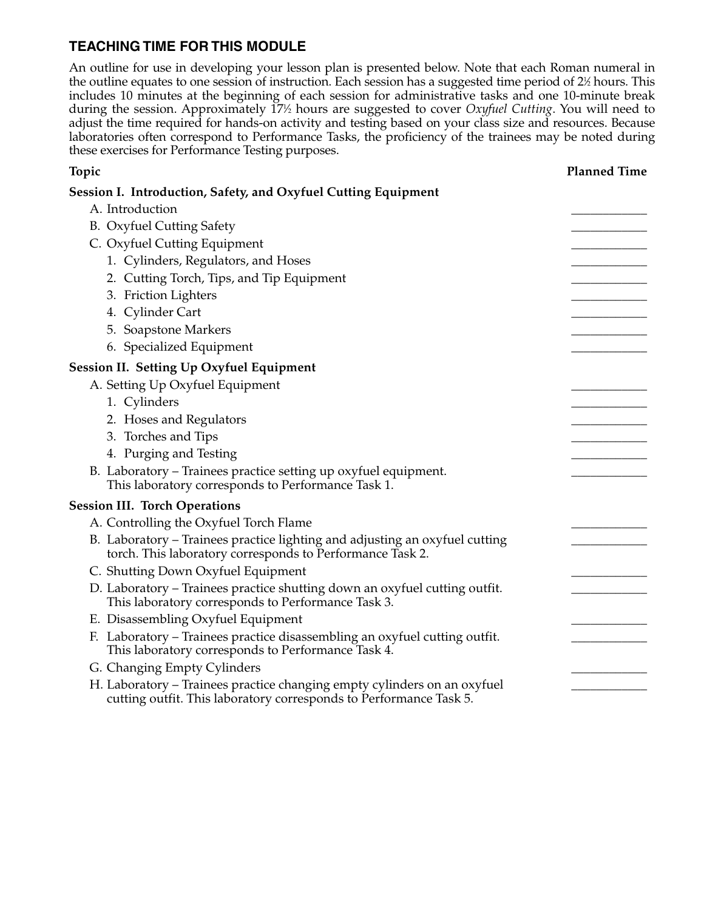## TEACHING TIME FOR THIS MODULE

An outline for use in developing your lesson plan is presented below. Note that each Roman numeral in the outline equates to one session of instruction. Each session has a suggested time period of 2½ hours. This includes 10 minutes at the beginning of each session for administrative tasks and one 10-minute break during the session. Approximately 17½ hours are suggested to cover *Oxyfuel Cutting*. You will need to adjust the time required for hands-on activity and testing based on your class size and resources. Because laboratories often correspond to Performance Tasks, the proficiency of the trainees may be noted during these exercises for Performance Testing purposes.

| Topic | Planned Time |
|---|---|
| **Session I. Introduction, Safety, and Oxyfuel Cutting Equipment** | |
| A. Introduction | ____________ |
| B. Oxyfuel Cutting Safety | ____________ |
| C. Oxyfuel Cutting Equipment | ____________ |
| 1. Cylinders, Regulators, and Hoses | ____________ |
| 2. Cutting Torch, Tips, and Tip Equipment | ____________ |
| 3. Friction Lighters | ____________ |
| 4. Cylinder Cart | ____________ |
| 5. Soapstone Markers | ____________ |
| 6. Specialized Equipment | ____________ |
| **Session II. Setting Up Oxyfuel Equipment** | |
| A. Setting Up Oxyfuel Equipment | ____________ |
| 1. Cylinders | ____________ |
| 2. Hoses and Regulators | ____________ |
| 3. Torches and Tips | ____________ |
| 4. Purging and Testing | ____________ |
| B. Laboratory – Trainees practice setting up oxyfuel equipment. This laboratory corresponds to Performance Task 1. | ____________ |
| **Session III. Torch Operations** | |
| A. Controlling the Oxyfuel Torch Flame | ____________ |
| B. Laboratory – Trainees practice lighting and adjusting an oxyfuel cutting torch. This laboratory corresponds to Performance Task 2. | ____________ |
| C. Shutting Down Oxyfuel Equipment | ____________ |
| D. Laboratory – Trainees practice shutting down an oxyfuel cutting outfit. This laboratory corresponds to Performance Task 3. | ____________ |
| E. Disassembling Oxyfuel Equipment | ____________ |
| F. Laboratory – Trainees practice disassembling an oxyfuel cutting outfit. This laboratory corresponds to Performance Task 4. | ____________ |
| G. Changing Empty Cylinders | ____________ |
| H. Laboratory – Trainees practice changing empty cylinders on an oxyfuel cutting outfit. This laboratory corresponds to Performance Task 5. | ____________ |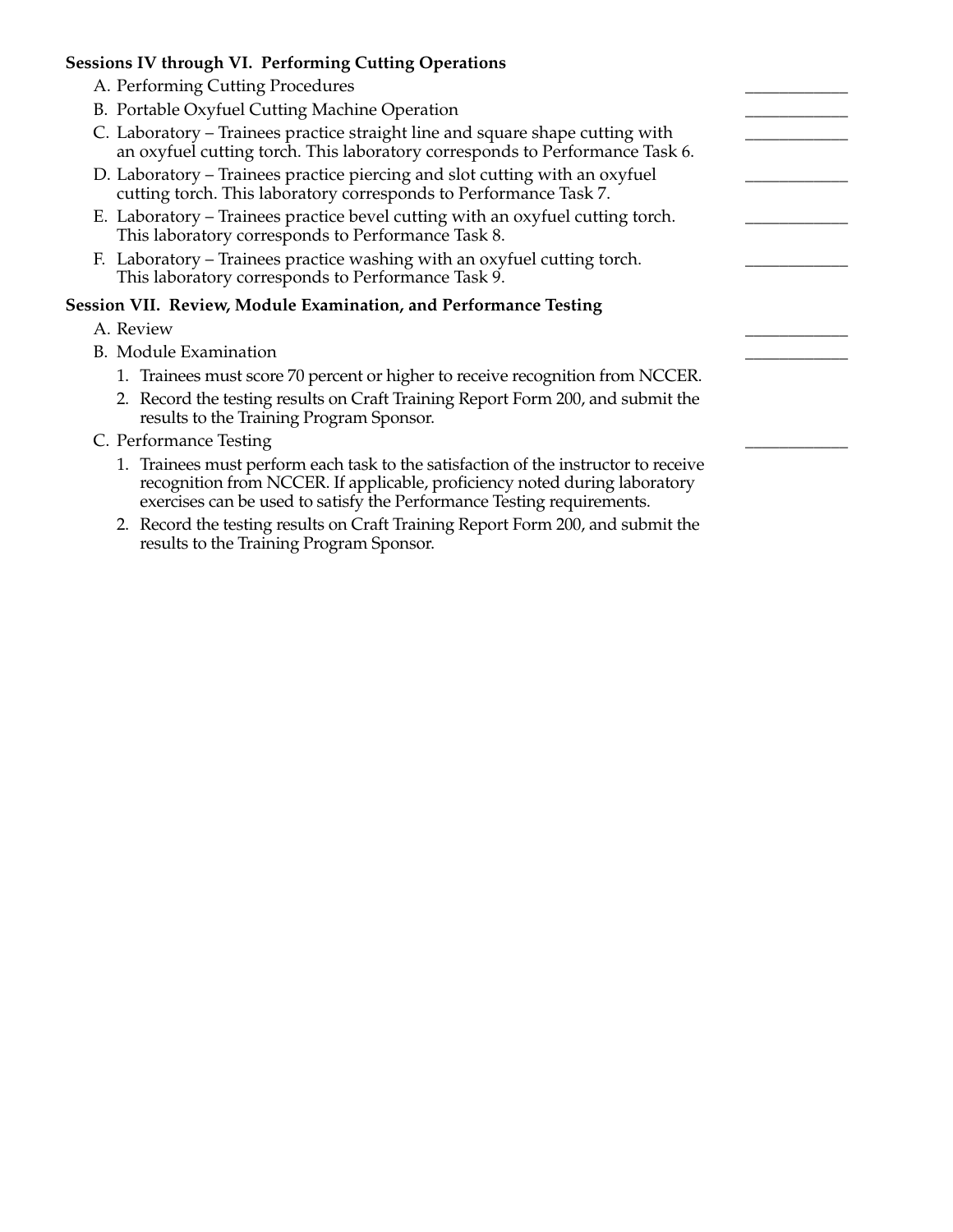**Sessions IV through VI. Performing Cutting Operations**

A. Performing Cutting Procedures \_\_\_\_\_\_\_\_\_\_\_\_

B. Portable Oxyfuel Cutting Machine Operation \_\_\_\_\_\_\_\_\_\_\_\_

C. Laboratory – Trainees practice straight line and square shape cutting with an oxyfuel cutting torch. This laboratory corresponds to Performance Task 6. \_\_\_\_\_\_\_\_\_\_\_\_

D. Laboratory – Trainees practice piercing and slot cutting with an oxyfuel cutting torch. This laboratory corresponds to Performance Task 7. \_\_\_\_\_\_\_\_\_\_\_\_

E. Laboratory – Trainees practice bevel cutting with an oxyfuel cutting torch. This laboratory corresponds to Performance Task 8. \_\_\_\_\_\_\_\_\_\_\_\_

F. Laboratory – Trainees practice washing with an oxyfuel cutting torch. This laboratory corresponds to Performance Task 9. \_\_\_\_\_\_\_\_\_\_\_\_

**Session VII. Review, Module Examination, and Performance Testing**

A. Review \_\_\_\_\_\_\_\_\_\_\_\_

B. Module Examination \_\_\_\_\_\_\_\_\_\_\_\_

1. Trainees must score 70 percent or higher to receive recognition from NCCER.
2. Record the testing results on Craft Training Report Form 200, and submit the results to the Training Program Sponsor.

C. Performance Testing \_\_\_\_\_\_\_\_\_\_\_\_

1. Trainees must perform each task to the satisfaction of the instructor to receive recognition from NCCER. If applicable, proficiency noted during laboratory exercises can be used to satisfy the Performance Testing requirements.
2. Record the testing results on Craft Training Report Form 200, and submit the results to the Training Program Sponsor.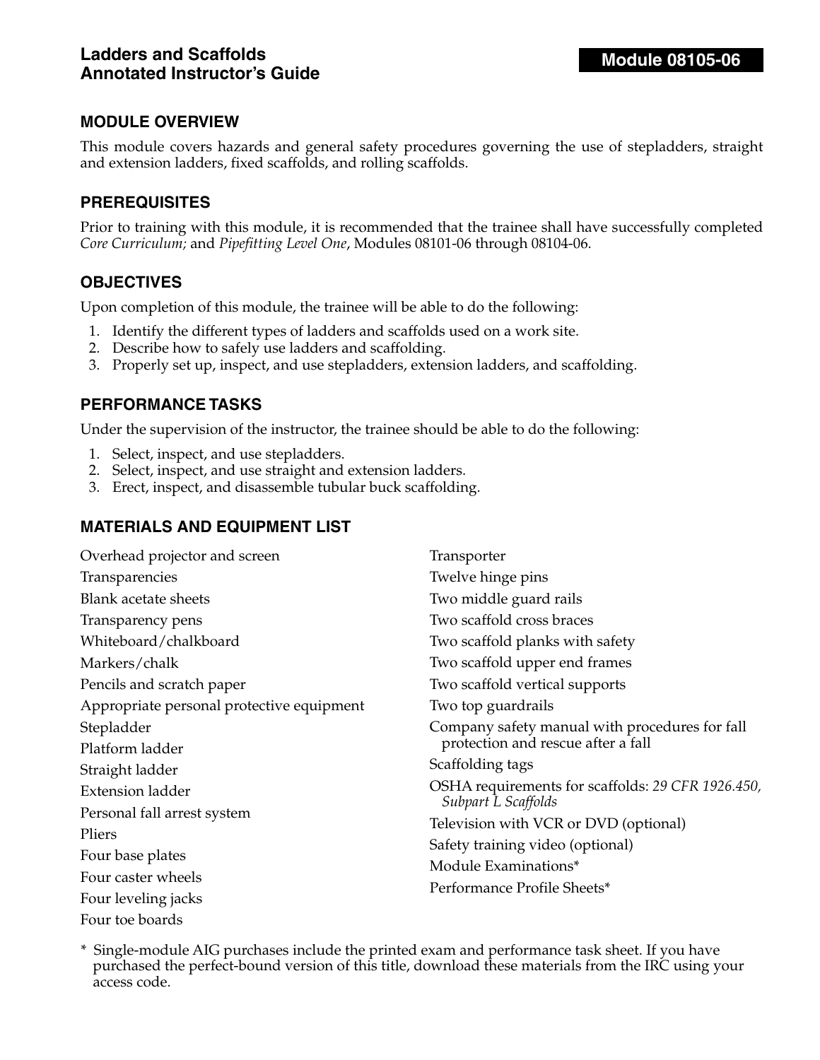**Ladders and Scaffolds**
**Annotated Instructor's Guide**

**Module 08105-06**

## MODULE OVERVIEW

This module covers hazards and general safety procedures governing the use of stepladders, straight and extension ladders, fixed scaffolds, and rolling scaffolds.

## PREREQUISITES

Prior to training with this module, it is recommended that the trainee shall have successfully completed *Core Curriculum;* and *Pipefitting Level One*, Modules 08101-06 through 08104-06.

## OBJECTIVES

Upon completion of this module, the trainee will be able to do the following:

1. Identify the different types of ladders and scaffolds used on a work site.
2. Describe how to safely use ladders and scaffolding.
3. Properly set up, inspect, and use stepladders, extension ladders, and scaffolding.

## PERFORMANCE TASKS

Under the supervision of the instructor, the trainee should be able to do the following:

1. Select, inspect, and use stepladders.
2. Select, inspect, and use straight and extension ladders.
3. Erect, inspect, and disassemble tubular buck scaffolding.

## MATERIALS AND EQUIPMENT LIST

Overhead projector and screen
Transparencies
Blank acetate sheets
Transparency pens
Whiteboard/chalkboard
Markers/chalk
Pencils and scratch paper
Appropriate personal protective equipment
Stepladder
Platform ladder
Straight ladder
Extension ladder
Personal fall arrest system
Pliers
Four base plates
Four caster wheels
Four leveling jacks
Four toe boards
Transporter
Twelve hinge pins
Two middle guard rails
Two scaffold cross braces
Two scaffold planks with safety
Two scaffold upper end frames
Two scaffold vertical supports
Two top guardrails
Company safety manual with procedures for fall protection and rescue after a fall
Scaffolding tags
OSHA requirements for scaffolds: *29 CFR 1926.450, Subpart L Scaffolds*
Television with VCR or DVD (optional)
Safety training video (optional)
Module Examinations*
Performance Profile Sheets*

\* Single-module AIG purchases include the printed exam and performance task sheet. If you have purchased the perfect-bound version of this title, download these materials from the IRC using your access code.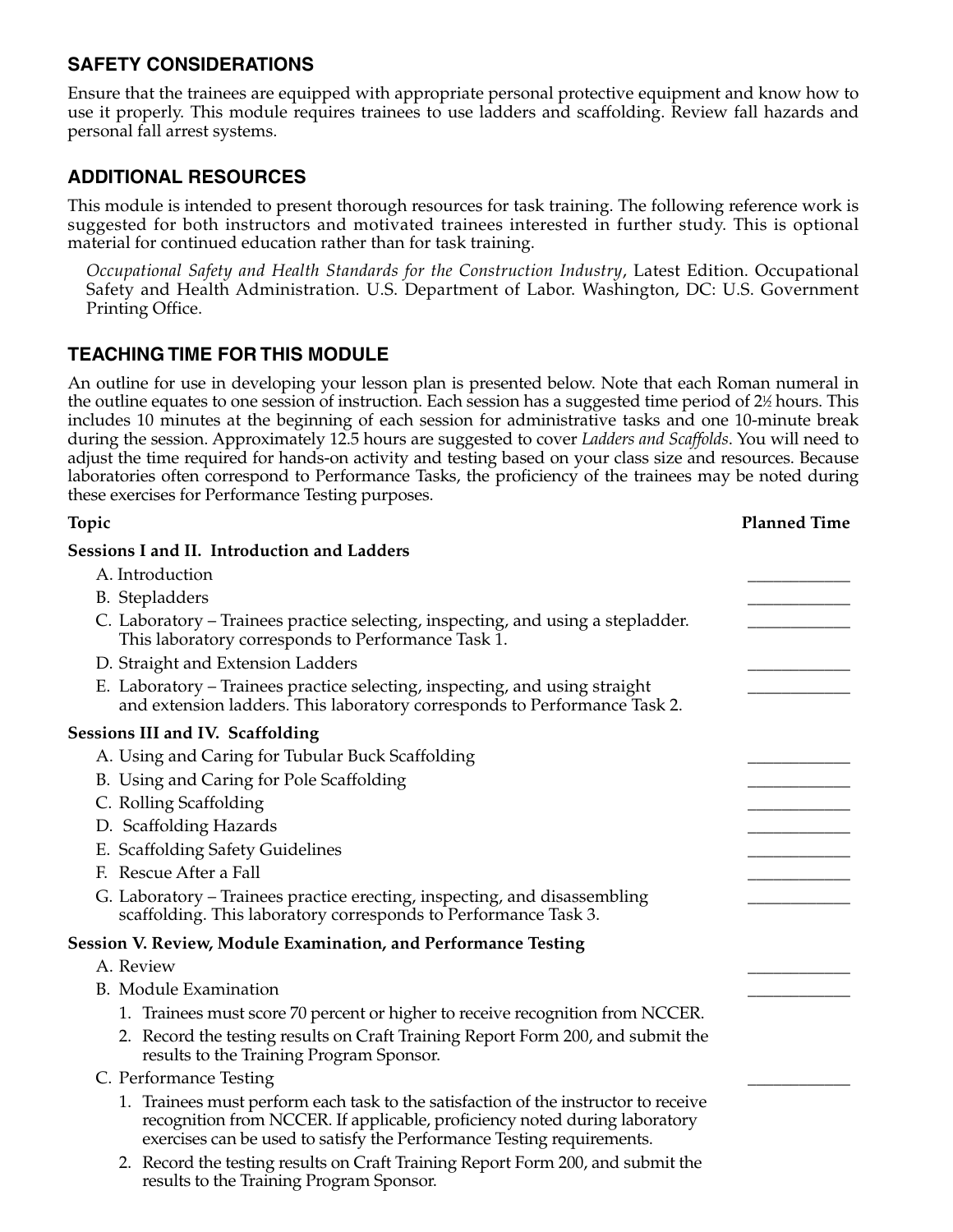## SAFETY CONSIDERATIONS

Ensure that the trainees are equipped with appropriate personal protective equipment and know how to use it properly. This module requires trainees to use ladders and scaffolding. Review fall hazards and personal fall arrest systems.

## ADDITIONAL RESOURCES

This module is intended to present thorough resources for task training. The following reference work is suggested for both instructors and motivated trainees interested in further study. This is optional material for continued education rather than for task training.

*Occupational Safety and Health Standards for the Construction Industry*, Latest Edition. Occupational Safety and Health Administration. U.S. Department of Labor. Washington, DC: U.S. Government Printing Office.

## TEACHING TIME FOR THIS MODULE

An outline for use in developing your lesson plan is presented below. Note that each Roman numeral in the outline equates to one session of instruction. Each session has a suggested time period of 2½ hours. This includes 10 minutes at the beginning of each session for administrative tasks and one 10-minute break during the session. Approximately 12.5 hours are suggested to cover *Ladders and Scaffolds*. You will need to adjust the time required for hands-on activity and testing based on your class size and resources. Because laboratories often correspond to Performance Tasks, the proficiency of the trainees may be noted during these exercises for Performance Testing purposes.

| Topic | Planned Time |
|---|---|
| **Sessions I and II. Introduction and Ladders** | |
| A. Introduction | ____________ |
| B. Stepladders | ____________ |
| C. Laboratory – Trainees practice selecting, inspecting, and using a stepladder. This laboratory corresponds to Performance Task 1. | ____________ |
| D. Straight and Extension Ladders | ____________ |
| E. Laboratory – Trainees practice selecting, inspecting, and using straight and extension ladders. This laboratory corresponds to Performance Task 2. | ____________ |
| **Sessions III and IV. Scaffolding** | |
| A. Using and Caring for Tubular Buck Scaffolding | ____________ |
| B. Using and Caring for Pole Scaffolding | ____________ |
| C. Rolling Scaffolding | ____________ |
| D. Scaffolding Hazards | ____________ |
| E. Scaffolding Safety Guidelines | ____________ |
| F. Rescue After a Fall | ____________ |
| G. Laboratory – Trainees practice erecting, inspecting, and disassembling scaffolding. This laboratory corresponds to Performance Task 3. | ____________ |
| **Session V. Review, Module Examination, and Performance Testing** | |
| A. Review | ____________ |
| B. Module Examination | ____________ |
| 1. Trainees must score 70 percent or higher to receive recognition from NCCER. | |
| 2. Record the testing results on Craft Training Report Form 200, and submit the results to the Training Program Sponsor. | |
| C. Performance Testing | ____________ |
| 1. Trainees must perform each task to the satisfaction of the instructor to receive recognition from NCCER. If applicable, proficiency noted during laboratory exercises can be used to satisfy the Performance Testing requirements. | |
| 2. Record the testing results on Craft Training Report Form 200, and submit the results to the Training Program Sponsor. | |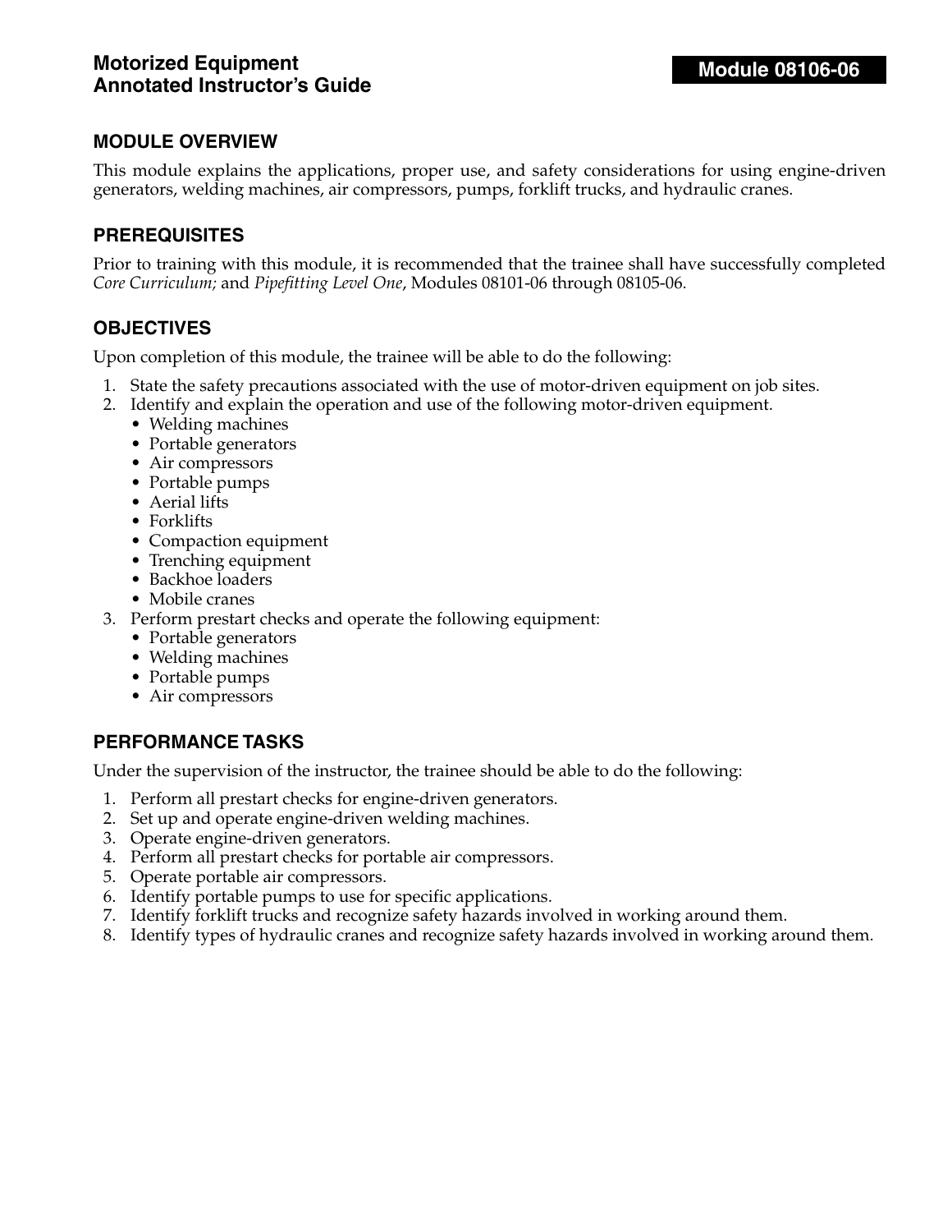# Motorized Equipment Annotated Instructor's Guide

**Module 08106-06**

## MODULE OVERVIEW

This module explains the applications, proper use, and safety considerations for using engine-driven generators, welding machines, air compressors, pumps, forklift trucks, and hydraulic cranes.

## PREREQUISITES

Prior to training with this module, it is recommended that the trainee shall have successfully completed *Core Curriculum;* and *Pipefitting Level One*, Modules 08101-06 through 08105-06.

## OBJECTIVES

Upon completion of this module, the trainee will be able to do the following:

1. State the safety precautions associated with the use of motor-driven equipment on job sites.
2. Identify and explain the operation and use of the following motor-driven equipment.
   - Welding machines
   - Portable generators
   - Air compressors
   - Portable pumps
   - Aerial lifts
   - Forklifts
   - Compaction equipment
   - Trenching equipment
   - Backhoe loaders
   - Mobile cranes
3. Perform prestart checks and operate the following equipment:
   - Portable generators
   - Welding machines
   - Portable pumps
   - Air compressors

## PERFORMANCE TASKS

Under the supervision of the instructor, the trainee should be able to do the following:

1. Perform all prestart checks for engine-driven generators.
2. Set up and operate engine-driven welding machines.
3. Operate engine-driven generators.
4. Perform all prestart checks for portable air compressors.
5. Operate portable air compressors.
6. Identify portable pumps to use for specific applications.
7. Identify forklift trucks and recognize safety hazards involved in working around them.
8. Identify types of hydraulic cranes and recognize safety hazards involved in working around them.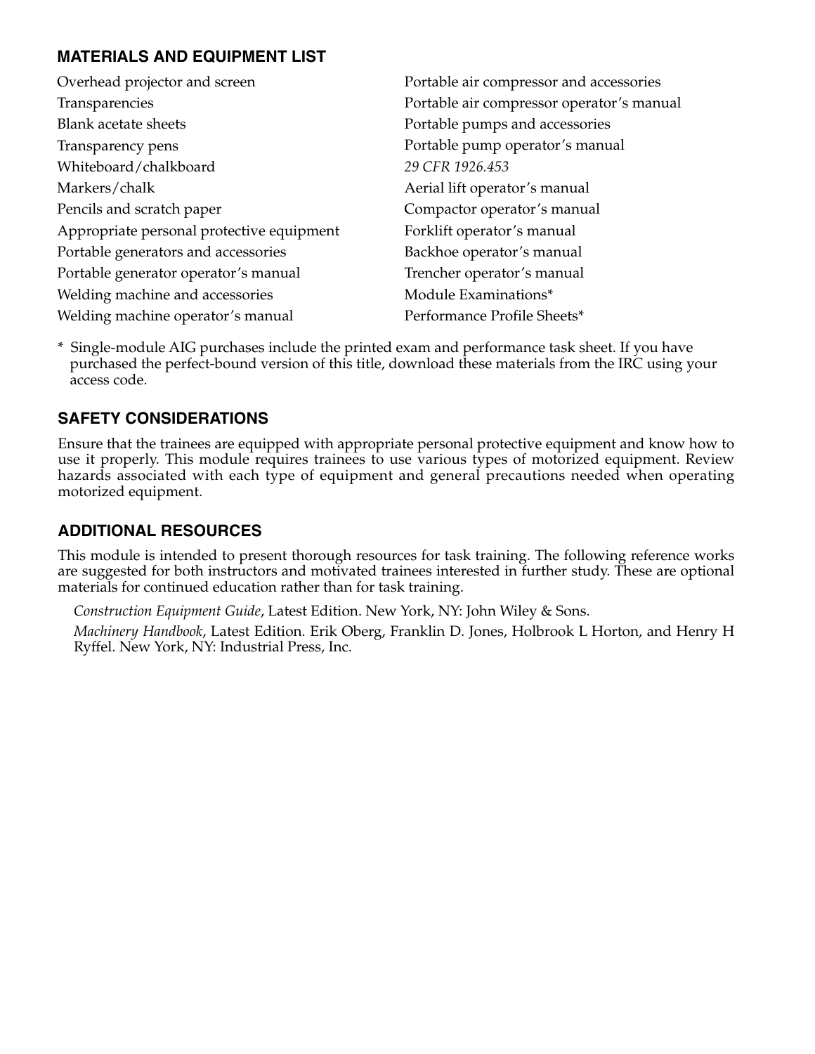## MATERIALS AND EQUIPMENT LIST

Overhead projector and screen
Transparencies
Blank acetate sheets
Transparency pens
Whiteboard/chalkboard
Markers/chalk
Pencils and scratch paper
Appropriate personal protective equipment
Portable generators and accessories
Portable generator operator's manual
Welding machine and accessories
Welding machine operator's manual
Portable air compressor and accessories
Portable air compressor operator's manual
Portable pumps and accessories
Portable pump operator's manual
*29 CFR 1926.453*
Aerial lift operator's manual
Compactor operator's manual
Forklift operator's manual
Backhoe operator's manual
Trencher operator's manual
Module Examinations*
Performance Profile Sheets*

\* Single-module AIG purchases include the printed exam and performance task sheet. If you have purchased the perfect-bound version of this title, download these materials from the IRC using your access code.

## SAFETY CONSIDERATIONS

Ensure that the trainees are equipped with appropriate personal protective equipment and know how to use it properly. This module requires trainees to use various types of motorized equipment. Review hazards associated with each type of equipment and general precautions needed when operating motorized equipment.

## ADDITIONAL RESOURCES

This module is intended to present thorough resources for task training. The following reference works are suggested for both instructors and motivated trainees interested in further study. These are optional materials for continued education rather than for task training.

*Construction Equipment Guide*, Latest Edition. New York, NY: John Wiley & Sons.

*Machinery Handbook*, Latest Edition. Erik Oberg, Franklin D. Jones, Holbrook L Horton, and Henry H Ryffel. New York, NY: Industrial Press, Inc.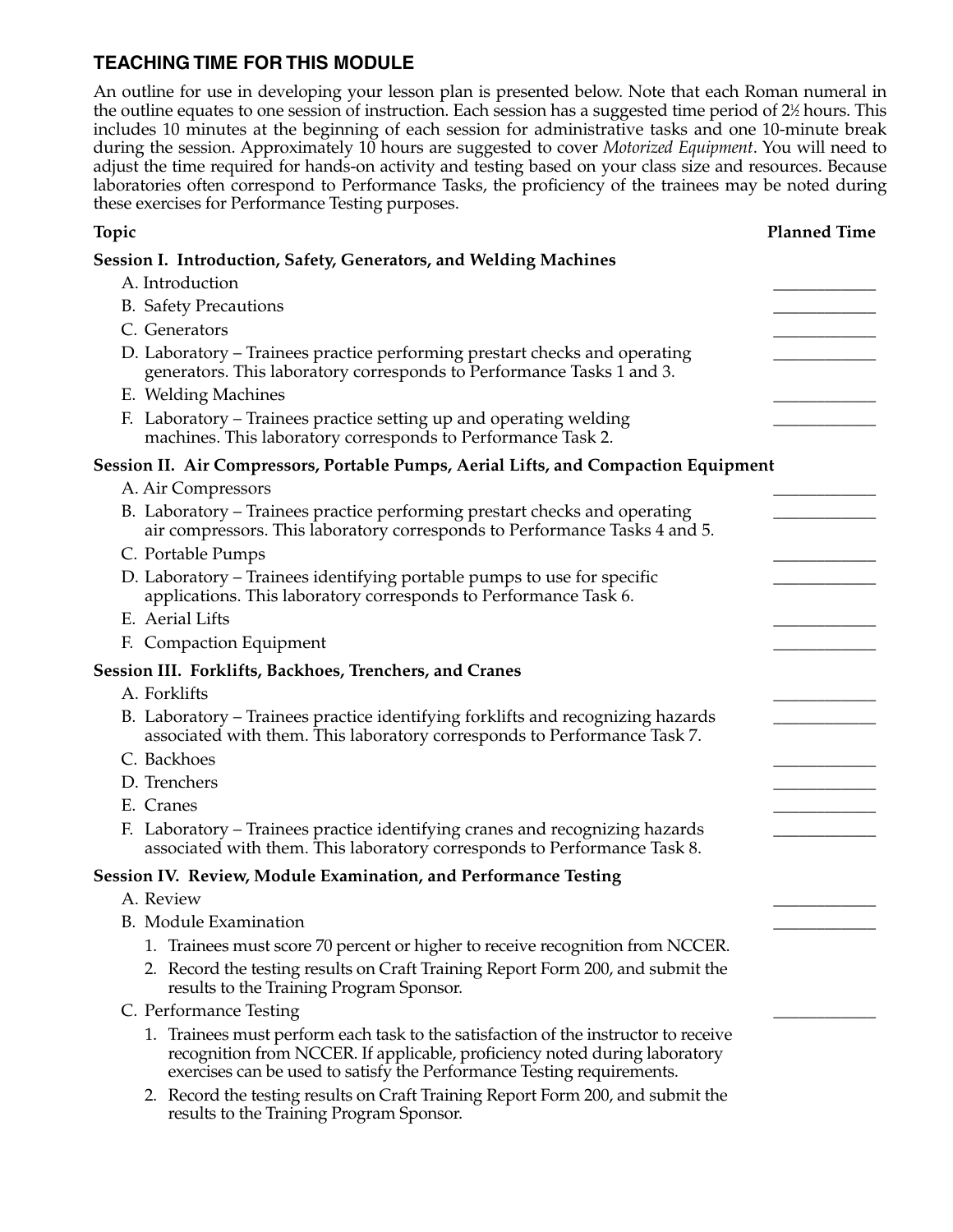## TEACHING TIME FOR THIS MODULE

An outline for use in developing your lesson plan is presented below. Note that each Roman numeral in the outline equates to one session of instruction. Each session has a suggested time period of 2½ hours. This includes 10 minutes at the beginning of each session for administrative tasks and one 10-minute break during the session. Approximately 10 hours are suggested to cover *Motorized Equipment*. You will need to adjust the time required for hands-on activity and testing based on your class size and resources. Because laboratories often correspond to Performance Tasks, the proficiency of the trainees may be noted during these exercises for Performance Testing purposes.

| Topic | Planned Time |
|---|---|
| **Session I. Introduction, Safety, Generators, and Welding Machines** | |
| A. Introduction | ____________ |
| B. Safety Precautions | ____________ |
| C. Generators | ____________ |
| D. Laboratory – Trainees practice performing prestart checks and operating generators. This laboratory corresponds to Performance Tasks 1 and 3. | ____________ |
| E. Welding Machines | ____________ |
| F. Laboratory – Trainees practice setting up and operating welding machines. This laboratory corresponds to Performance Task 2. | ____________ |
| **Session II. Air Compressors, Portable Pumps, Aerial Lifts, and Compaction Equipment** | |
| A. Air Compressors | ____________ |
| B. Laboratory – Trainees practice performing prestart checks and operating air compressors. This laboratory corresponds to Performance Tasks 4 and 5. | ____________ |
| C. Portable Pumps | ____________ |
| D. Laboratory – Trainees identifying portable pumps to use for specific applications. This laboratory corresponds to Performance Task 6. | ____________ |
| E. Aerial Lifts | ____________ |
| F. Compaction Equipment | ____________ |
| **Session III. Forklifts, Backhoes, Trenchers, and Cranes** | |
| A. Forklifts | ____________ |
| B. Laboratory – Trainees practice identifying forklifts and recognizing hazards associated with them. This laboratory corresponds to Performance Task 7. | ____________ |
| C. Backhoes | ____________ |
| D. Trenchers | ____________ |
| E. Cranes | ____________ |
| F. Laboratory – Trainees practice identifying cranes and recognizing hazards associated with them. This laboratory corresponds to Performance Task 8. | ____________ |
| **Session IV. Review, Module Examination, and Performance Testing** | |
| A. Review | ____________ |
| B. Module Examination | ____________ |
| 1. Trainees must score 70 percent or higher to receive recognition from NCCER. | |
| 2. Record the testing results on Craft Training Report Form 200, and submit the results to the Training Program Sponsor. | |
| C. Performance Testing | ____________ |
| 1. Trainees must perform each task to the satisfaction of the instructor to receive recognition from NCCER. If applicable, proficiency noted during laboratory exercises can be used to satisfy the Performance Testing requirements. | |
| 2. Record the testing results on Craft Training Report Form 200, and submit the results to the Training Program Sponsor. | |